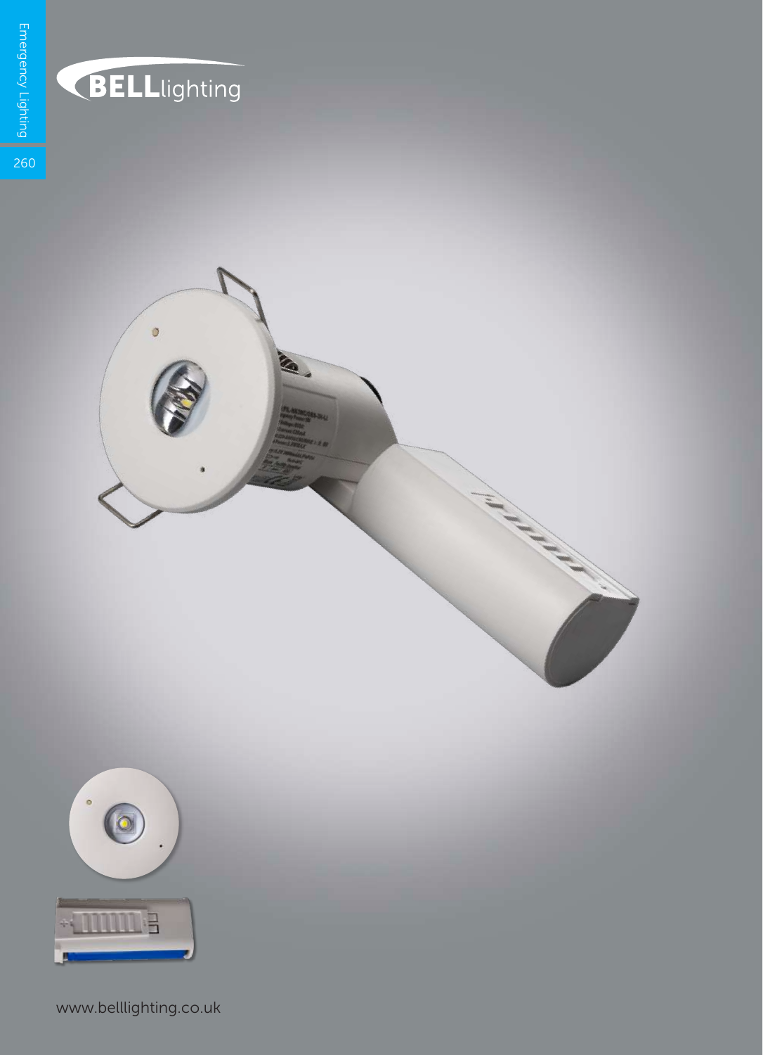BELLlighting

www.belllighting.co.uk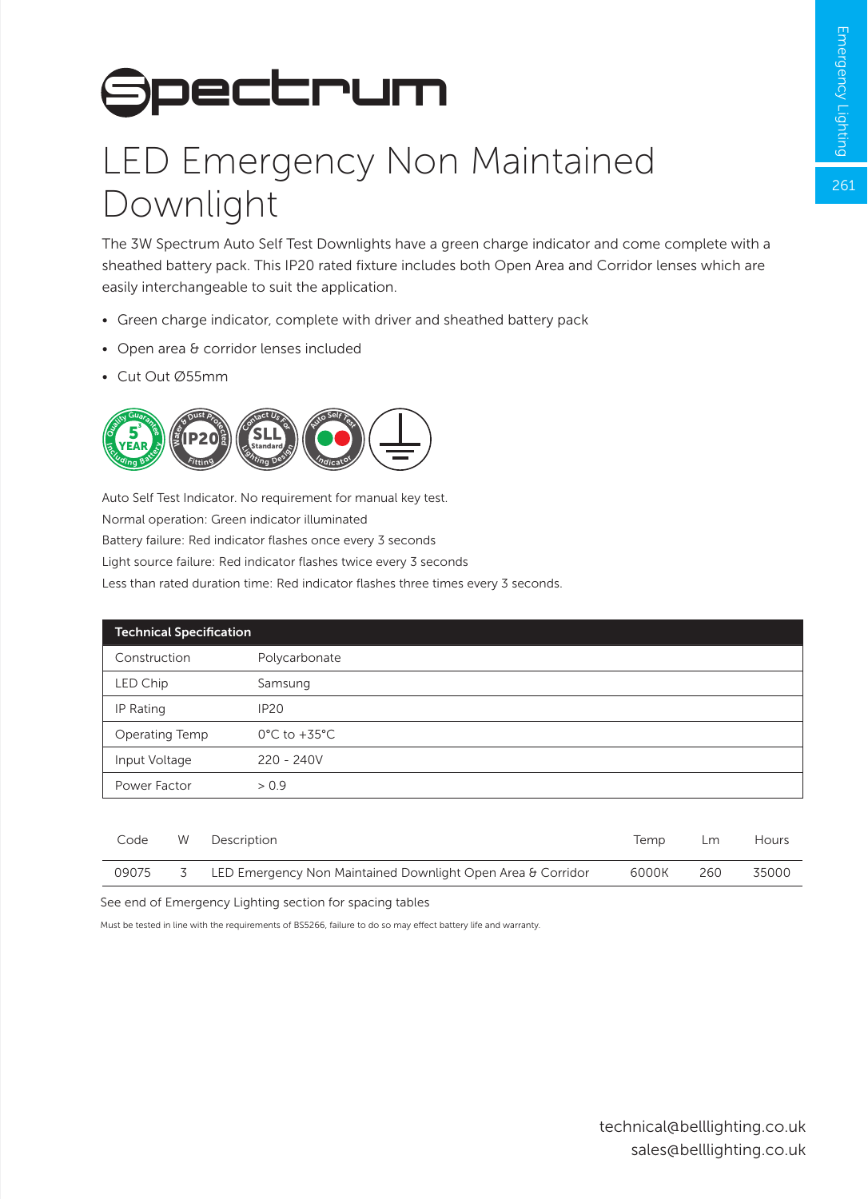# Spectrum

# LED Emergency Non Maintained Downlight

The 3W Spectrum Auto Self Test Downlights have a green charge indicator and come complete with a sheathed battery pack. This IP20 rated fixture includes both Open Area and Corridor lenses which are easily interchangeable to suit the application.

- Green charge indicator, complete with driver and sheathed battery pack
- Open area & corridor lenses included
- Cut Out Ø55mm

Auto Self Test Indicator. No requirement for manual key test.
Normal operation: Green indicator illuminated
Battery failure: Red indicator flashes once every 3 seconds
Light source failure: Red indicator flashes twice every 3 seconds
Less than rated duration time: Red indicator flashes three times every 3 seconds.

| Technical Specification | |
|---|---|
| Construction | Polycarbonate |
| LED Chip | Samsung |
| IP Rating | IP20 |
| Operating Temp | 0°C to +35°C |
| Input Voltage | 220 - 240V |
| Power Factor | > 0.9 |

| Code | W | Description | Temp | Lm | Hours |
|---|---|---|---|---|---|
| 09075 | 3 | LED Emergency Non Maintained Downlight Open Area & Corridor | 6000K | 260 | 35000 |

See end of Emergency Lighting section for spacing tables

Must be tested in line with the requirements of BS5266, failure to do so may effect battery life and warranty.

technical@belllighting.co.uk
sales@belllighting.co.uk